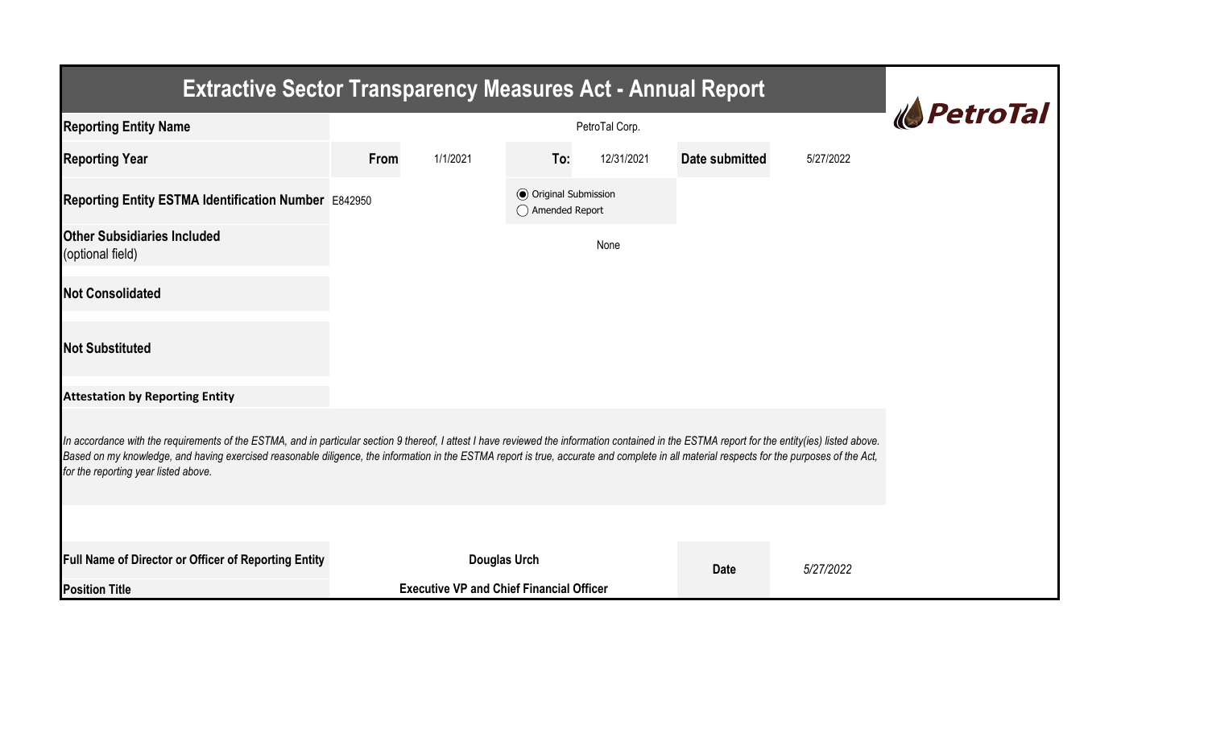# Extractive Sector Transparency Measures Act - Annual Report

| | | | | | | |
|---|---|---|---|---|---|---|
| **Reporting Entity Name** | PetroTal Corp. | | | | | |
| **Reporting Year** | **From** | 1/1/2021 | **To:** | 12/31/2021 | **Date submitted** | 5/27/2022 |
| **Reporting Entity ESTMA Identification Number** | E842950 | | ◉ Original Submission ○ Amended Report | | | |
| **Other Subsidiaries Included** (optional field) | None | | | | | |
| **Not Consolidated** | | | | | | |
| **Not Substituted** | | | | | | |

**Attestation by Reporting Entity**

*In accordance with the requirements of the ESTMA, and in particular section 9 thereof, I attest I have reviewed the information contained in the ESTMA report for the entity(ies) listed above. Based on my knowledge, and having exercised reasonable diligence, the information in the ESTMA report is true, accurate and complete in all material respects for the purposes of the Act, for the reporting year listed above.*

| | | | |
|---|---|---|---|
| **Full Name of Director or Officer of Reporting Entity** | **Douglas Urch** | **Date** | *5/27/2022* |
| **Position Title** | **Executive VP and Chief Financial Officer** | | |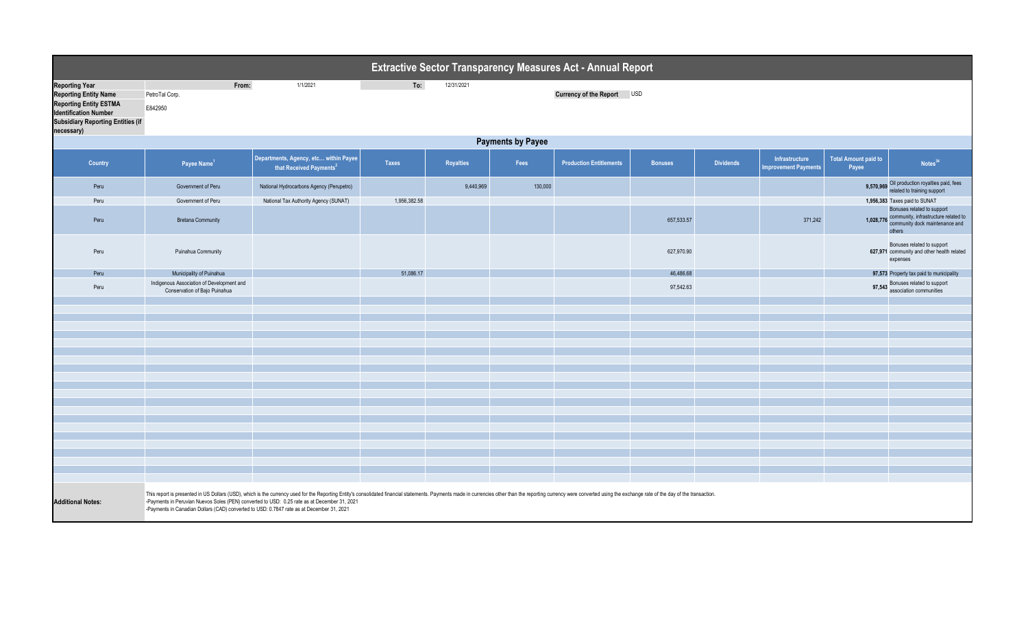# Extractive Sector Transparency Measures Act - Annual Report

| | | | | |
|---|---|---|---|---|
| **Reporting Year** | **From:** | 1/1/2021 | **To:** | 12/31/2021 |
| **Reporting Entity Name** | PetroTal Corp. | | **Currency of the Report** | USD |
| **Reporting Entity ESTMA Identification Number** | E842950 | | | |
| **Subsidiary Reporting Entities (if necessary)** | | | | |

## Payments by Payee

| Country | Payee Name[1] | Departments, Agency, etc... within Payee that Received Payments[2] | Taxes | Royalties | Fees | Production Entitlements | Bonuses | Dividends | Infrastructure Improvement Payments | Total Amount paid to Payee | Notes[34] |
|---|---|---|---|---|---|---|---|---|---|---|---|
| Peru | Government of Peru | National Hydrocarbons Agency (Perupetro) | | 9,440,969 | 130,000 | | | | | **9,570,969** | Oil production royalties paid, fees related to training support |
| Peru | Government of Peru | National Tax Authority Agency (SUNAT) | 1,956,382.58 | | | | | | | **1,956,383** | Taxes paid to SUNAT |
| Peru | Bretana Community | | | | | | 657,533.57 | | 371,242 | **1,028,776** | Bonuses related to support community, infrastructure related to community dock maintenance and others |
| Peru | Puinahua Community | | | | | | 627,970.90 | | | **627,971** | Bonuses related to support community and other health related expenses |
| Peru | Municipality of Puinahua | | 51,086.17 | | | | 46,486.68 | | | **97,573** | Property tax paid to municipality |
| Peru | Indigenous Association of Development and Conservation of Bajo Puinahua | | | | | | 97,542.63 | | | **97,543** | Bonuses related to support association communities |

**Additional Notes:**

This report is presented in US Dollars (USD), which is the currency used for the Reporting Entity's consolidated financial statements. Payments made in currencies other than the reporting currency were converted using the exchange rate of the day of the transaction.
-Payments in Peruvian Nuevos Soles (PEN) converted to USD: 0.25 rate as at December 31, 2021
-Payments in Canadian Dollars (CAD) converted to USD: 0.7847 rate as at December 31, 2021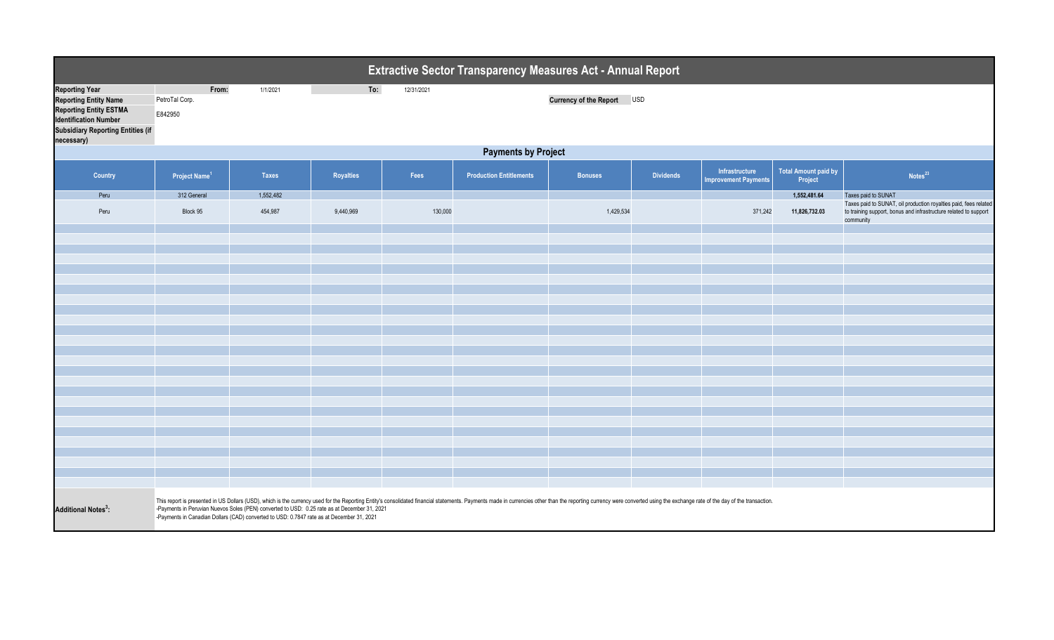# Extractive Sector Transparency Measures Act - Annual Report

| | | | |
|---|---|---|---|
| **Reporting Year** | From: 1/1/2021 | To: 12/31/2021 | |
| **Reporting Entity Name** | PetroTal Corp. | **Currency of the Report** | USD |
| **Reporting Entity ESTMA Identification Number** | E842950 | | |
| **Subsidiary Reporting Entities (if necessary)** | | | |

## Payments by Project

| Country | Project Name[1] | Taxes | Royalties | Fees | Production Entitlements | Bonuses | Dividends | Infrastructure Improvement Payments | Total Amount paid by Project | Notes[23] |
|---|---|---|---|---|---|---|---|---|---|---|
| Peru | 312 General | 1,552,482 | | | | | | | **1,552,481.64** | Taxes paid to SUNAT |
| Peru | Block 95 | 454,987 | 9,440,969 | 130,000 | | 1,429,534 | | 371,242 | **11,826,732.03** | Taxes paid to SUNAT, oil production royalties paid, fees related to training support, bonus and infrastructure related to support community |

**Additional Notes[3]:**

This report is presented in US Dollars (USD), which is the currency used for the Reporting Entity's consolidated financial statements. Payments made in currencies other than the reporting currency were converted using the exchange rate of the day of the transaction.
-Payments in Peruvian Nuevos Soles (PEN) converted to USD: 0.25 rate as at December 31, 2021
-Payments in Canadian Dollars (CAD) converted to USD: 0.7847 rate as at December 31, 2021